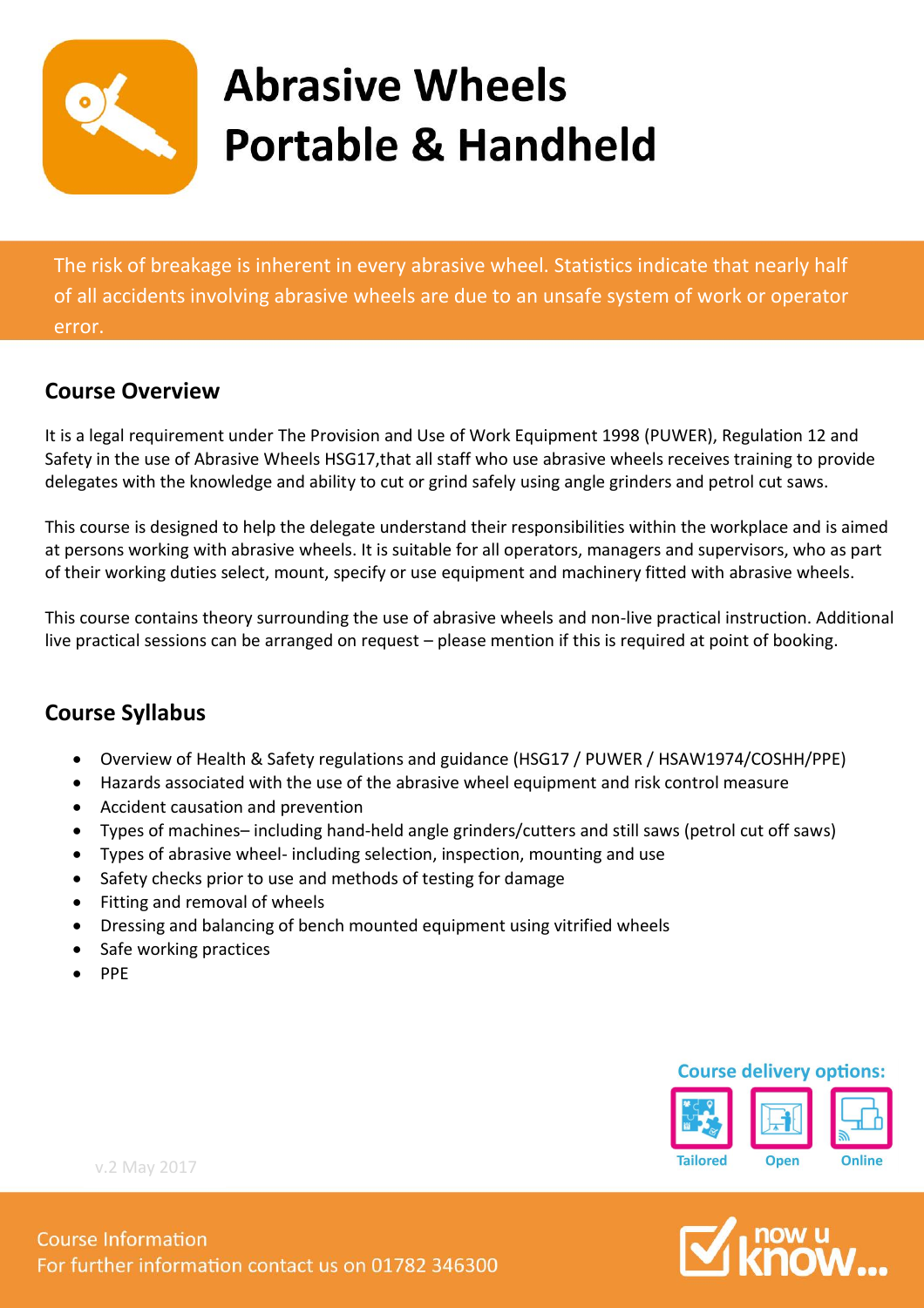# Abrasive Wheels Portable & Handheld

The risk of breakage is inherent in every abrasive wheel. Statistics indicate that nearly half of all accidents involving abrasive wheels are due to an unsafe system of work or operator error.

## Course Overview

It is a legal requirement under The Provision and Use of Work Equipment 1998 (PUWER), Regulation 12 and Safety in the use of Abrasive Wheels HSG17,that all staff who use abrasive wheels receives training to provide delegates with the knowledge and ability to cut or grind safely using angle grinders and petrol cut saws.

This course is designed to help the delegate understand their responsibilities within the workplace and is aimed at persons working with abrasive wheels. It is suitable for all operators, managers and supervisors, who as part of their working duties select, mount, specify or use equipment and machinery fitted with abrasive wheels.

This course contains theory surrounding the use of abrasive wheels and non-live practical instruction. Additional live practical sessions can be arranged on request – please mention if this is required at point of booking.

## Course Syllabus

- Overview of Health & Safety regulations and guidance (HSG17 / PUWER / HSAW1974/COSHH/PPE)
- Hazards associated with the use of the abrasive wheel equipment and risk control measure
- Accident causation and prevention
- Types of machines– including hand-held angle grinders/cutters and still saws (petrol cut off saws)
- Types of abrasive wheel- including selection, inspection, mounting and use
- Safety checks prior to use and methods of testing for damage
- Fitting and removal of wheels
- Dressing and balancing of bench mounted equipment using vitrified wheels
- Safe working practices
- PPE

**Course delivery options:**

Tailored | Open | Online

v.2 May 2017

Course Information
For further information contact us on 01782 346300

now u know...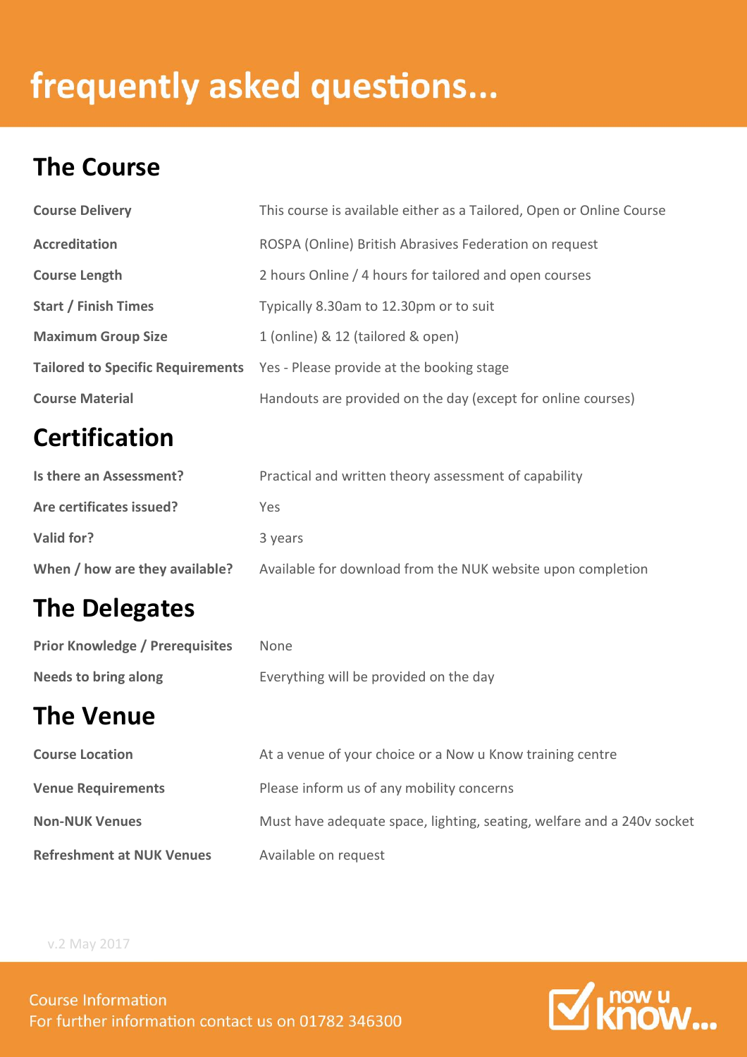# frequently asked questions...

## The Course

| | |
|---|---|
| **Course Delivery** | This course is available either as a Tailored, Open or Online Course |
| **Accreditation** | ROSPA (Online) British Abrasives Federation on request |
| **Course Length** | 2 hours Online / 4 hours for tailored and open courses |
| **Start / Finish Times** | Typically 8.30am to 12.30pm or to suit |
| **Maximum Group Size** | 1 (online) & 12 (tailored & open) |
| **Tailored to Specific Requirements** | Yes - Please provide at the booking stage |
| **Course Material** | Handouts are provided on the day (except for online courses) |

## Certification

| | |
|---|---|
| **Is there an Assessment?** | Practical and written theory assessment of capability |
| **Are certificates issued?** | Yes |
| **Valid for?** | 3 years |
| **When / how are they available?** | Available for download from the NUK website upon completion |

## The Delegates

| | |
|---|---|
| **Prior Knowledge / Prerequisites** | None |
| **Needs to bring along** | Everything will be provided on the day |

## The Venue

| | |
|---|---|
| **Course Location** | At a venue of your choice or a Now u Know training centre |
| **Venue Requirements** | Please inform us of any mobility concerns |
| **Non-NUK Venues** | Must have adequate space, lighting, seating, welfare and a 240v socket |
| **Refreshment at NUK Venues** | Available on request |

v.2 May 2017

Course Information
For further information contact us on 01782 346300

now u know...